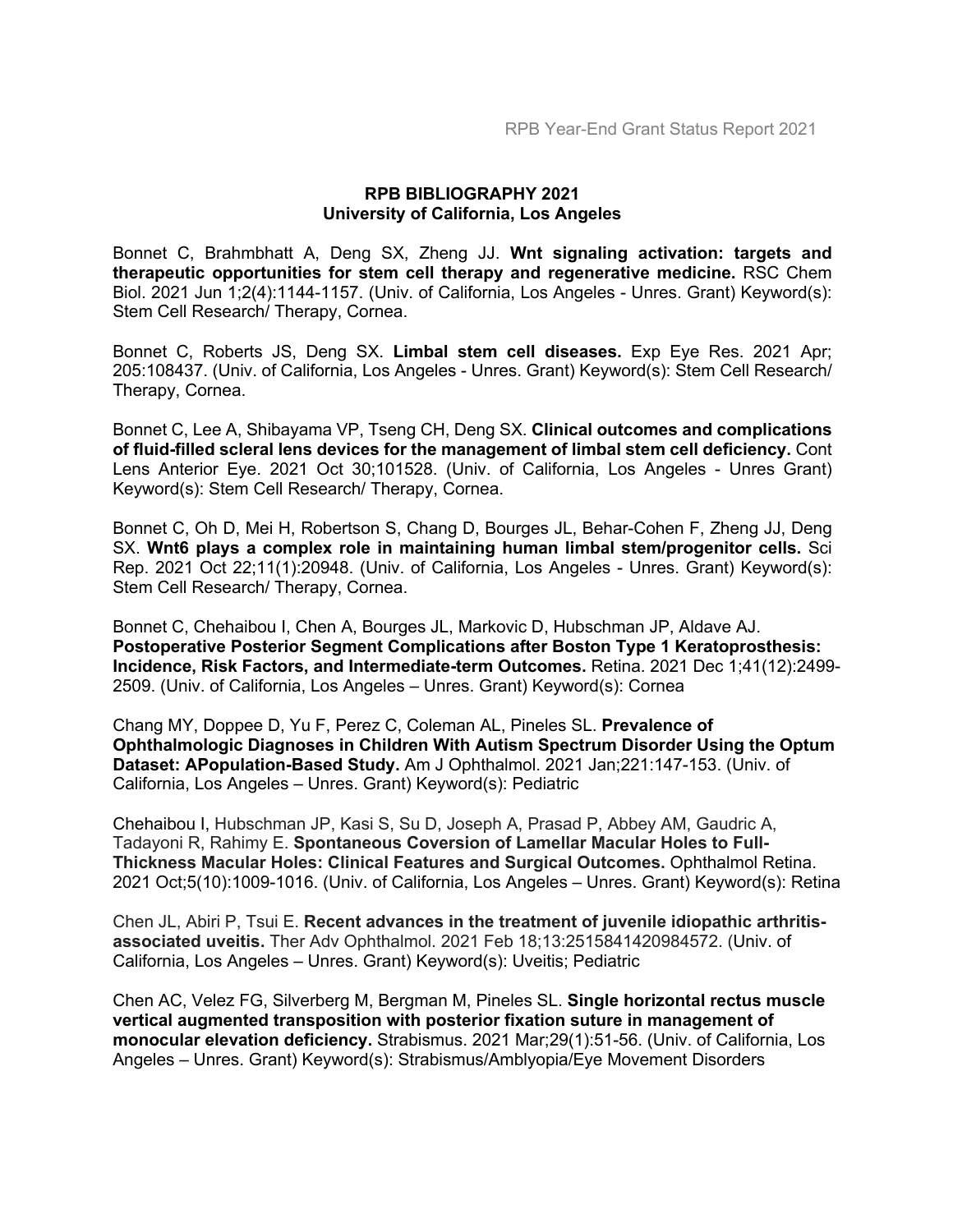# RPB BIBLIOGRAPHY 2021
## University of California, Los Angeles

Bonnet C, Brahmbhatt A, Deng SX, Zheng JJ. **Wnt signaling activation: targets and therapeutic opportunities for stem cell therapy and regenerative medicine.** RSC Chem Biol. 2021 Jun 1;2(4):1144-1157. (Univ. of California, Los Angeles - Unres. Grant) Keyword(s): Stem Cell Research/ Therapy, Cornea.

Bonnet C, Roberts JS, Deng SX. **Limbal stem cell diseases.** Exp Eye Res. 2021 Apr; 205:108437. (Univ. of California, Los Angeles - Unres. Grant) Keyword(s): Stem Cell Research/ Therapy, Cornea.

Bonnet C, Lee A, Shibayama VP, Tseng CH, Deng SX. **Clinical outcomes and complications of fluid-filled scleral lens devices for the management of limbal stem cell deficiency.** Cont Lens Anterior Eye. 2021 Oct 30;101528. (Univ. of California, Los Angeles - Unres Grant) Keyword(s): Stem Cell Research/ Therapy, Cornea.

Bonnet C, Oh D, Mei H, Robertson S, Chang D, Bourges JL, Behar-Cohen F, Zheng JJ, Deng SX. **Wnt6 plays a complex role in maintaining human limbal stem/progenitor cells.** Sci Rep. 2021 Oct 22;11(1):20948. (Univ. of California, Los Angeles - Unres. Grant) Keyword(s): Stem Cell Research/ Therapy, Cornea.

Bonnet C, Chehaibou I, Chen A, Bourges JL, Markovic D, Hubschman JP, Aldave AJ. **Postoperative Posterior Segment Complications after Boston Type 1 Keratoprosthesis: Incidence, Risk Factors, and Intermediate-term Outcomes.** Retina. 2021 Dec 1;41(12):2499-2509. (Univ. of California, Los Angeles – Unres. Grant) Keyword(s): Cornea

Chang MY, Doppee D, Yu F, Perez C, Coleman AL, Pineles SL. **Prevalence of Ophthalmologic Diagnoses in Children With Autism Spectrum Disorder Using the Optum Dataset: APopulation-Based Study.** Am J Ophthalmol. 2021 Jan;221:147-153. (Univ. of California, Los Angeles – Unres. Grant) Keyword(s): Pediatric

Chehaibou I, Hubschman JP, Kasi S, Su D, Joseph A, Prasad P, Abbey AM, Gaudric A, Tadayoni R, Rahimy E. **Spontaneous Coversion of Lamellar Macular Holes to Full-Thickness Macular Holes: Clinical Features and Surgical Outcomes.** Ophthalmol Retina. 2021 Oct;5(10):1009-1016. (Univ. of California, Los Angeles – Unres. Grant) Keyword(s): Retina

Chen JL, Abiri P, Tsui E. **Recent advances in the treatment of juvenile idiopathic arthritis-associated uveitis.** Ther Adv Ophthalmol. 2021 Feb 18;13:2515841420984572. (Univ. of California, Los Angeles – Unres. Grant) Keyword(s): Uveitis; Pediatric

Chen AC, Velez FG, Silverberg M, Bergman M, Pineles SL. **Single horizontal rectus muscle vertical augmented transposition with posterior fixation suture in management of monocular elevation deficiency.** Strabismus. 2021 Mar;29(1):51-56. (Univ. of California, Los Angeles – Unres. Grant) Keyword(s): Strabismus/Amblyopia/Eye Movement Disorders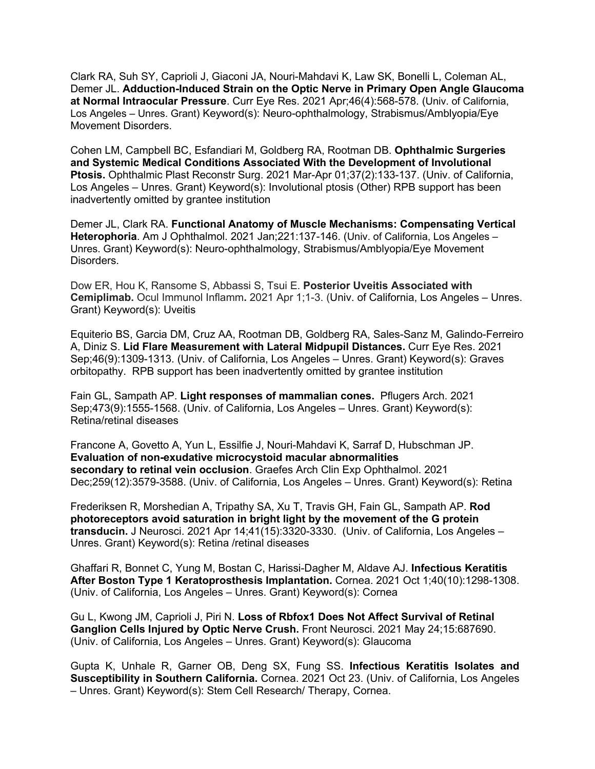Clark RA, Suh SY, Caprioli J, Giaconi JA, Nouri-Mahdavi K, Law SK, Bonelli L, Coleman AL, Demer JL. **Adduction-Induced Strain on the Optic Nerve in Primary Open Angle Glaucoma at Normal Intraocular Pressure**. Curr Eye Res. 2021 Apr;46(4):568-578. (Univ. of California, Los Angeles – Unres. Grant) Keyword(s): Neuro-ophthalmology, Strabismus/Amblyopia/Eye Movement Disorders.

Cohen LM, Campbell BC, Esfandiari M, Goldberg RA, Rootman DB. **Ophthalmic Surgeries and Systemic Medical Conditions Associated With the Development of Involutional Ptosis.** Ophthalmic Plast Reconstr Surg. 2021 Mar-Apr 01;37(2):133-137. (Univ. of California, Los Angeles – Unres. Grant) Keyword(s): Involutional ptosis (Other) RPB support has been inadvertently omitted by grantee institution

Demer JL, Clark RA. **Functional Anatomy of Muscle Mechanisms: Compensating Vertical Heterophoria**. Am J Ophthalmol. 2021 Jan;221:137-146. (Univ. of California, Los Angeles – Unres. Grant) Keyword(s): Neuro-ophthalmology, Strabismus/Amblyopia/Eye Movement Disorders.

Dow ER, Hou K, Ransome S, Abbassi S, Tsui E. **Posterior Uveitis Associated with Cemiplimab.** Ocul Immunol Inflamm**.** 2021 Apr 1;1-3. (Univ. of California, Los Angeles – Unres. Grant) Keyword(s): Uveitis

Equiterio BS, Garcia DM, Cruz AA, Rootman DB, Goldberg RA, Sales-Sanz M, Galindo-Ferreiro A, Diniz S. **Lid Flare Measurement with Lateral Midpupil Distances.** Curr Eye Res. 2021 Sep;46(9):1309-1313. (Univ. of California, Los Angeles – Unres. Grant) Keyword(s): Graves orbitopathy. RPB support has been inadvertently omitted by grantee institution

Fain GL, Sampath AP. **Light responses of mammalian cones.** Pflugers Arch. 2021 Sep;473(9):1555-1568. (Univ. of California, Los Angeles – Unres. Grant) Keyword(s): Retina/retinal diseases

Francone A, Govetto A, Yun L, Essilfie J, Nouri-Mahdavi K, Sarraf D, Hubschman JP. **Evaluation of non-exudative microcystoid macular abnormalities secondary to retinal vein occlusion**. Graefes Arch Clin Exp Ophthalmol. 2021 Dec;259(12):3579-3588. (Univ. of California, Los Angeles – Unres. Grant) Keyword(s): Retina

Frederiksen R, Morshedian A, Tripathy SA, Xu T, Travis GH, Fain GL, Sampath AP. **Rod photoreceptors avoid saturation in bright light by the movement of the G protein transducin.** J Neurosci. 2021 Apr 14;41(15):3320-3330. (Univ. of California, Los Angeles – Unres. Grant) Keyword(s): Retina /retinal diseases

Ghaffari R, Bonnet C, Yung M, Bostan C, Harissi-Dagher M, Aldave AJ. **Infectious Keratitis After Boston Type 1 Keratoprosthesis Implantation.** Cornea. 2021 Oct 1;40(10):1298-1308. (Univ. of California, Los Angeles – Unres. Grant) Keyword(s): Cornea

Gu L, Kwong JM, Caprioli J, Piri N. **Loss of Rbfox1 Does Not Affect Survival of Retinal Ganglion Cells Injured by Optic Nerve Crush.** Front Neurosci. 2021 May 24;15:687690. (Univ. of California, Los Angeles – Unres. Grant) Keyword(s): Glaucoma

Gupta K, Unhale R, Garner OB, Deng SX, Fung SS. **Infectious Keratitis Isolates and Susceptibility in Southern California.** Cornea. 2021 Oct 23. (Univ. of California, Los Angeles – Unres. Grant) Keyword(s): Stem Cell Research/ Therapy, Cornea.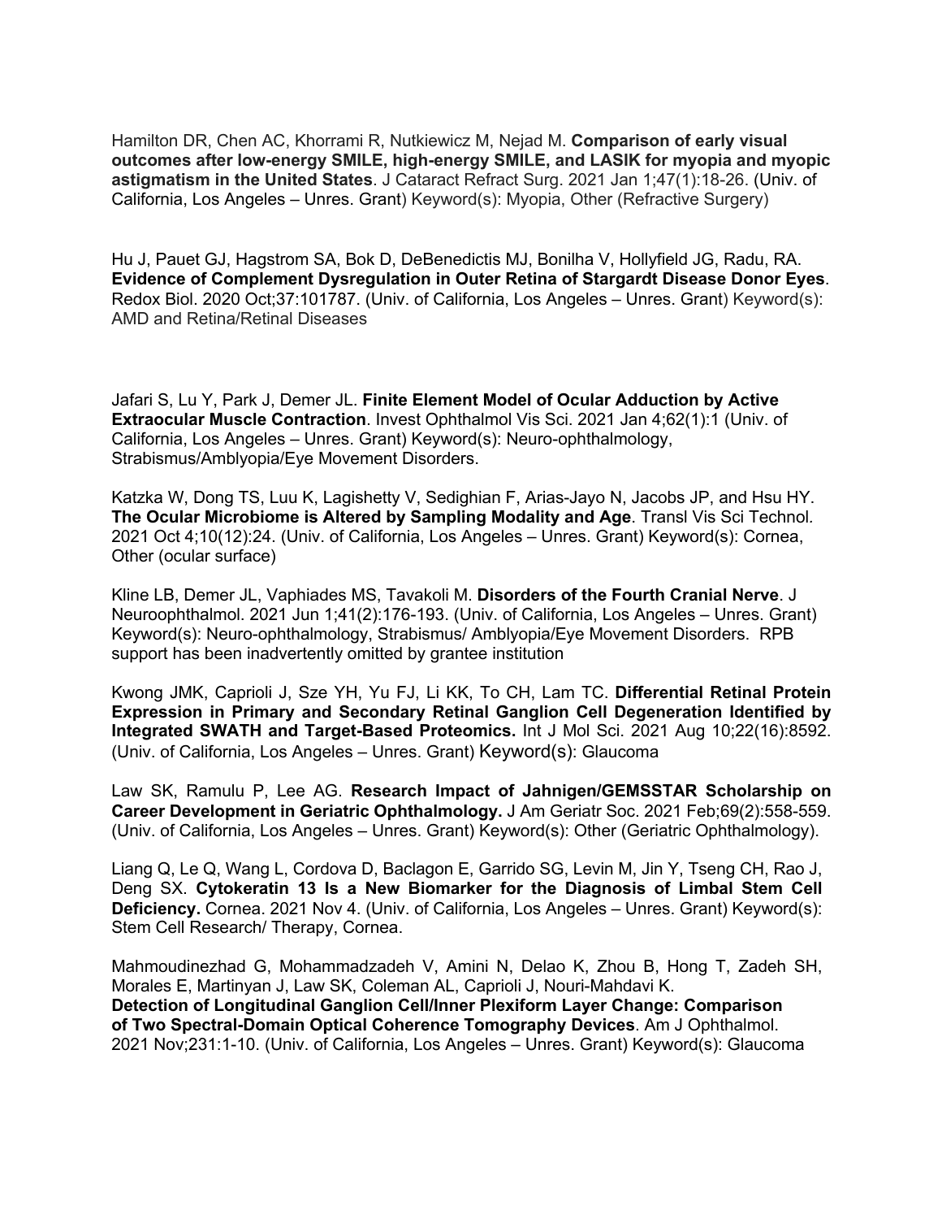Hamilton DR, Chen AC, Khorrami R, Nutkiewicz M, Nejad M. **Comparison of early visual outcomes after low-energy SMILE, high-energy SMILE, and LASIK for myopia and myopic astigmatism in the United States**. J Cataract Refract Surg. 2021 Jan 1;47(1):18-26. (Univ. of California, Los Angeles – Unres. Grant) Keyword(s): Myopia, Other (Refractive Surgery)

Hu J, Pauet GJ, Hagstrom SA, Bok D, DeBenedictis MJ, Bonilha V, Hollyfield JG, Radu, RA. **Evidence of Complement Dysregulation in Outer Retina of Stargardt Disease Donor Eyes**. Redox Biol. 2020 Oct;37:101787. (Univ. of California, Los Angeles – Unres. Grant) Keyword(s): AMD and Retina/Retinal Diseases

Jafari S, Lu Y, Park J, Demer JL. **Finite Element Model of Ocular Adduction by Active Extraocular Muscle Contraction**. Invest Ophthalmol Vis Sci. 2021 Jan 4;62(1):1 (Univ. of California, Los Angeles – Unres. Grant) Keyword(s): Neuro-ophthalmology, Strabismus/Amblyopia/Eye Movement Disorders.

Katzka W, Dong TS, Luu K, Lagishetty V, Sedighian F, Arias-Jayo N, Jacobs JP, and Hsu HY. **The Ocular Microbiome is Altered by Sampling Modality and Age**. Transl Vis Sci Technol. 2021 Oct 4;10(12):24. (Univ. of California, Los Angeles – Unres. Grant) Keyword(s): Cornea, Other (ocular surface)

Kline LB, Demer JL, Vaphiades MS, Tavakoli M. **Disorders of the Fourth Cranial Nerve**. J Neuroophthalmol. 2021 Jun 1;41(2):176-193. (Univ. of California, Los Angeles – Unres. Grant) Keyword(s): Neuro-ophthalmology, Strabismus/ Amblyopia/Eye Movement Disorders. RPB support has been inadvertently omitted by grantee institution

Kwong JMK, Caprioli J, Sze YH, Yu FJ, Li KK, To CH, Lam TC. **Differential Retinal Protein Expression in Primary and Secondary Retinal Ganglion Cell Degeneration Identified by Integrated SWATH and Target-Based Proteomics.** Int J Mol Sci. 2021 Aug 10;22(16):8592. (Univ. of California, Los Angeles – Unres. Grant) Keyword(s): Glaucoma

Law SK, Ramulu P, Lee AG. **Research Impact of Jahnigen/GEMSSTAR Scholarship on Career Development in Geriatric Ophthalmology.** J Am Geriatr Soc. 2021 Feb;69(2):558-559. (Univ. of California, Los Angeles – Unres. Grant) Keyword(s): Other (Geriatric Ophthalmology).

Liang Q, Le Q, Wang L, Cordova D, Baclagon E, Garrido SG, Levin M, Jin Y, Tseng CH, Rao J, Deng SX. **Cytokeratin 13 Is a New Biomarker for the Diagnosis of Limbal Stem Cell Deficiency.** Cornea. 2021 Nov 4. (Univ. of California, Los Angeles – Unres. Grant) Keyword(s): Stem Cell Research/ Therapy, Cornea.

Mahmoudinezhad G, Mohammadzadeh V, Amini N, Delao K, Zhou B, Hong T, Zadeh SH, Morales E, Martinyan J, Law SK, Coleman AL, Caprioli J, Nouri-Mahdavi K. **Detection of Longitudinal Ganglion Cell/Inner Plexiform Layer Change: Comparison of Two Spectral-Domain Optical Coherence Tomography Devices**. Am J Ophthalmol. 2021 Nov;231:1-10. (Univ. of California, Los Angeles – Unres. Grant) Keyword(s): Glaucoma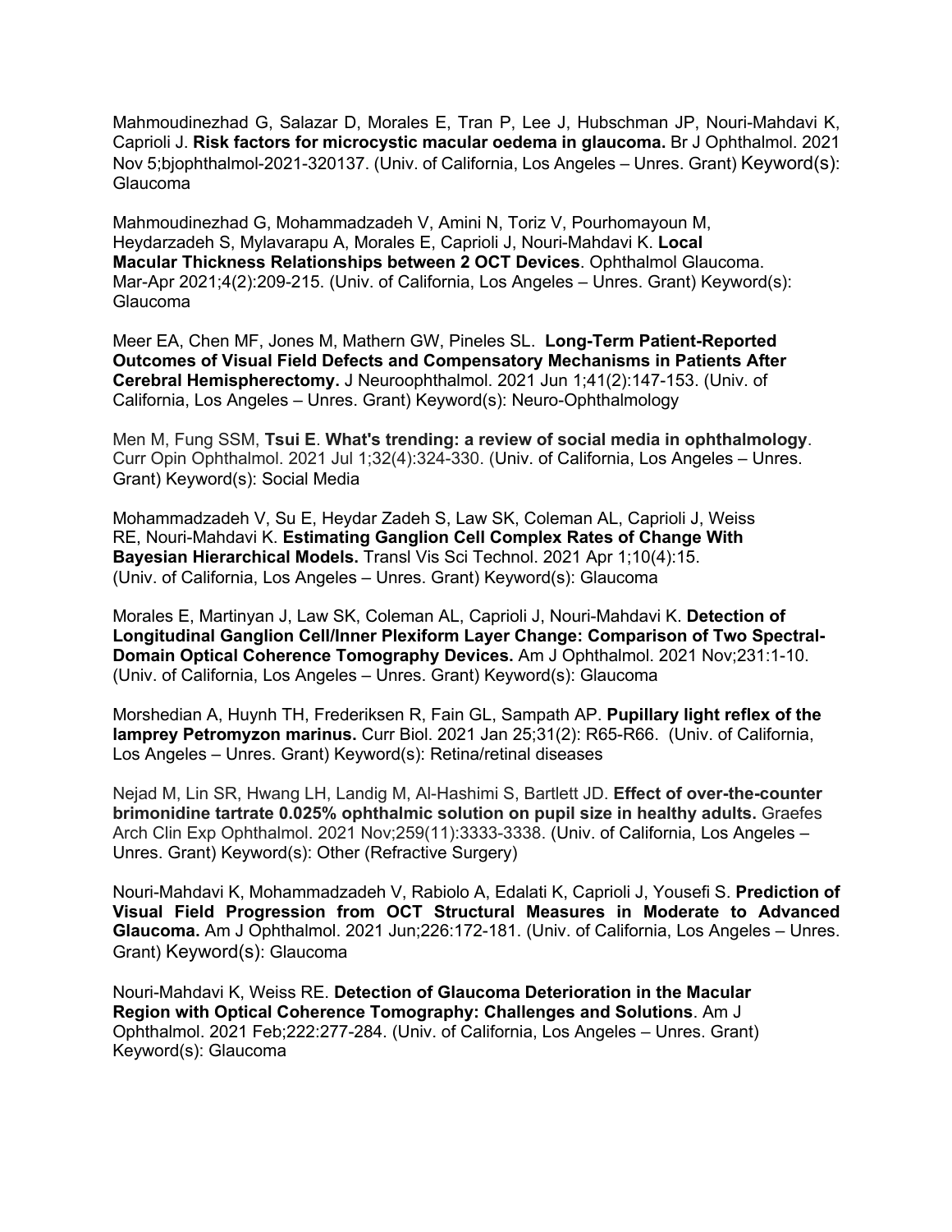Mahmoudinezhad G, Salazar D, Morales E, Tran P, Lee J, Hubschman JP, Nouri-Mahdavi K, Caprioli J. **Risk factors for microcystic macular oedema in glaucoma.** Br J Ophthalmol. 2021 Nov 5;bjophthalmol-2021-320137. (Univ. of California, Los Angeles – Unres. Grant) Keyword(s): Glaucoma

Mahmoudinezhad G, Mohammadzadeh V, Amini N, Toriz V, Pourhomayoun M, Heydarzadeh S, Mylavarapu A, Morales E, Caprioli J, Nouri-Mahdavi K. **Local Macular Thickness Relationships between 2 OCT Devices**. Ophthalmol Glaucoma. Mar-Apr 2021;4(2):209-215. (Univ. of California, Los Angeles – Unres. Grant) Keyword(s): Glaucoma

Meer EA, Chen MF, Jones M, Mathern GW, Pineles SL. **Long-Term Patient-Reported Outcomes of Visual Field Defects and Compensatory Mechanisms in Patients After Cerebral Hemispherectomy.** J Neuroophthalmol. 2021 Jun 1;41(2):147-153. (Univ. of California, Los Angeles – Unres. Grant) Keyword(s): Neuro-Ophthalmology

Men M, Fung SSM, **Tsui E**. **What's trending: a review of social media in ophthalmology**. Curr Opin Ophthalmol. 2021 Jul 1;32(4):324-330. (Univ. of California, Los Angeles – Unres. Grant) Keyword(s): Social Media

Mohammadzadeh V, Su E, Heydar Zadeh S, Law SK, Coleman AL, Caprioli J, Weiss RE, Nouri-Mahdavi K. **Estimating Ganglion Cell Complex Rates of Change With Bayesian Hierarchical Models.** Transl Vis Sci Technol. 2021 Apr 1;10(4):15. (Univ. of California, Los Angeles – Unres. Grant) Keyword(s): Glaucoma

Morales E, Martinyan J, Law SK, Coleman AL, Caprioli J, Nouri-Mahdavi K. **Detection of Longitudinal Ganglion Cell/Inner Plexiform Layer Change: Comparison of Two Spectral-Domain Optical Coherence Tomography Devices.** Am J Ophthalmol. 2021 Nov;231:1-10. (Univ. of California, Los Angeles – Unres. Grant) Keyword(s): Glaucoma

Morshedian A, Huynh TH, Frederiksen R, Fain GL, Sampath AP. **Pupillary light reflex of the lamprey Petromyzon marinus.** Curr Biol. 2021 Jan 25;31(2): R65-R66. (Univ. of California, Los Angeles – Unres. Grant) Keyword(s): Retina/retinal diseases

Nejad M, Lin SR, Hwang LH, Landig M, Al-Hashimi S, Bartlett JD. **Effect of over-the-counter brimonidine tartrate 0.025% ophthalmic solution on pupil size in healthy adults.** Graefes Arch Clin Exp Ophthalmol. 2021 Nov;259(11):3333-3338. (Univ. of California, Los Angeles – Unres. Grant) Keyword(s): Other (Refractive Surgery)

Nouri-Mahdavi K, Mohammadzadeh V, Rabiolo A, Edalati K, Caprioli J, Yousefi S. **Prediction of Visual Field Progression from OCT Structural Measures in Moderate to Advanced Glaucoma.** Am J Ophthalmol. 2021 Jun;226:172-181. (Univ. of California, Los Angeles – Unres. Grant) Keyword(s): Glaucoma

Nouri-Mahdavi K, Weiss RE. **Detection of Glaucoma Deterioration in the Macular Region with Optical Coherence Tomography: Challenges and Solutions**. Am J Ophthalmol. 2021 Feb;222:277-284. (Univ. of California, Los Angeles – Unres. Grant) Keyword(s): Glaucoma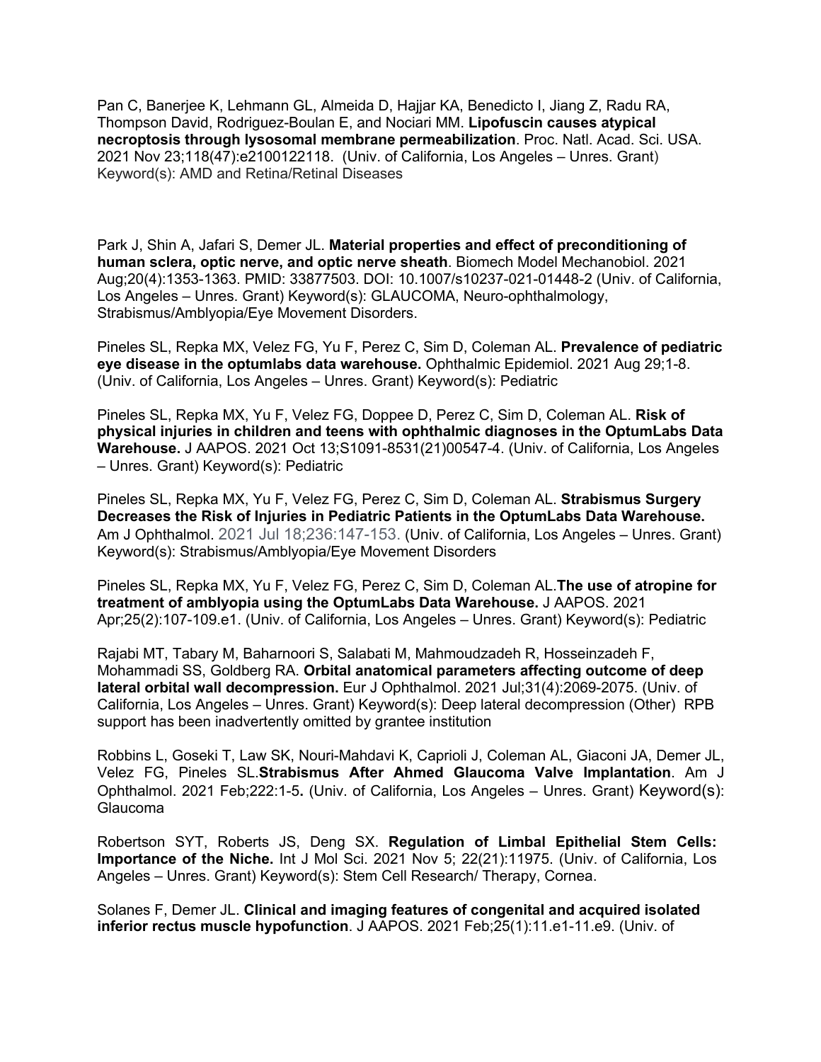Pan C, Banerjee K, Lehmann GL, Almeida D, Hajjar KA, Benedicto I, Jiang Z, Radu RA, Thompson David, Rodriguez-Boulan E, and Nociari MM. **Lipofuscin causes atypical necroptosis through lysosomal membrane permeabilization**. Proc. Natl. Acad. Sci. USA. 2021 Nov 23;118(47):e2100122118. (Univ. of California, Los Angeles – Unres. Grant) Keyword(s): AMD and Retina/Retinal Diseases

Park J, Shin A, Jafari S, Demer JL. **Material properties and effect of preconditioning of human sclera, optic nerve, and optic nerve sheath**. Biomech Model Mechanobiol. 2021 Aug;20(4):1353-1363. PMID: 33877503. DOI: 10.1007/s10237-021-01448-2 (Univ. of California, Los Angeles – Unres. Grant) Keyword(s): GLAUCOMA, Neuro-ophthalmology, Strabismus/Amblyopia/Eye Movement Disorders.

Pineles SL, Repka MX, Velez FG, Yu F, Perez C, Sim D, Coleman AL. **Prevalence of pediatric eye disease in the optumlabs data warehouse.** Ophthalmic Epidemiol. 2021 Aug 29;1-8. (Univ. of California, Los Angeles – Unres. Grant) Keyword(s): Pediatric

Pineles SL, Repka MX, Yu F, Velez FG, Doppee D, Perez C, Sim D, Coleman AL. **Risk of physical injuries in children and teens with ophthalmic diagnoses in the OptumLabs Data Warehouse.** J AAPOS. 2021 Oct 13;S1091-8531(21)00547-4. (Univ. of California, Los Angeles – Unres. Grant) Keyword(s): Pediatric

Pineles SL, Repka MX, Yu F, Velez FG, Perez C, Sim D, Coleman AL. **Strabismus Surgery Decreases the Risk of Injuries in Pediatric Patients in the OptumLabs Data Warehouse.** Am J Ophthalmol. 2021 Jul 18;236:147-153. (Univ. of California, Los Angeles – Unres. Grant) Keyword(s): Strabismus/Amblyopia/Eye Movement Disorders

Pineles SL, Repka MX, Yu F, Velez FG, Perez C, Sim D, Coleman AL.**The use of atropine for treatment of amblyopia using the OptumLabs Data Warehouse.** J AAPOS. 2021 Apr;25(2):107-109.e1. (Univ. of California, Los Angeles – Unres. Grant) Keyword(s): Pediatric

Rajabi MT, Tabary M, Baharnoori S, Salabati M, Mahmoudzadeh R, Hosseinzadeh F, Mohammadi SS, Goldberg RA. **Orbital anatomical parameters affecting outcome of deep lateral orbital wall decompression.** Eur J Ophthalmol. 2021 Jul;31(4):2069-2075. (Univ. of California, Los Angeles – Unres. Grant) Keyword(s): Deep lateral decompression (Other) RPB support has been inadvertently omitted by grantee institution

Robbins L, Goseki T, Law SK, Nouri-Mahdavi K, Caprioli J, Coleman AL, Giaconi JA, Demer JL, Velez FG, Pineles SL.**Strabismus After Ahmed Glaucoma Valve Implantation**. Am J Ophthalmol. 2021 Feb;222:1-5**.** (Univ. of California, Los Angeles – Unres. Grant) Keyword(s): Glaucoma

Robertson SYT, Roberts JS, Deng SX. **Regulation of Limbal Epithelial Stem Cells: Importance of the Niche.** Int J Mol Sci. 2021 Nov 5; 22(21):11975. (Univ. of California, Los Angeles – Unres. Grant) Keyword(s): Stem Cell Research/ Therapy, Cornea.

Solanes F, Demer JL. **Clinical and imaging features of congenital and acquired isolated inferior rectus muscle hypofunction**. J AAPOS. 2021 Feb;25(1):11.e1-11.e9. (Univ. of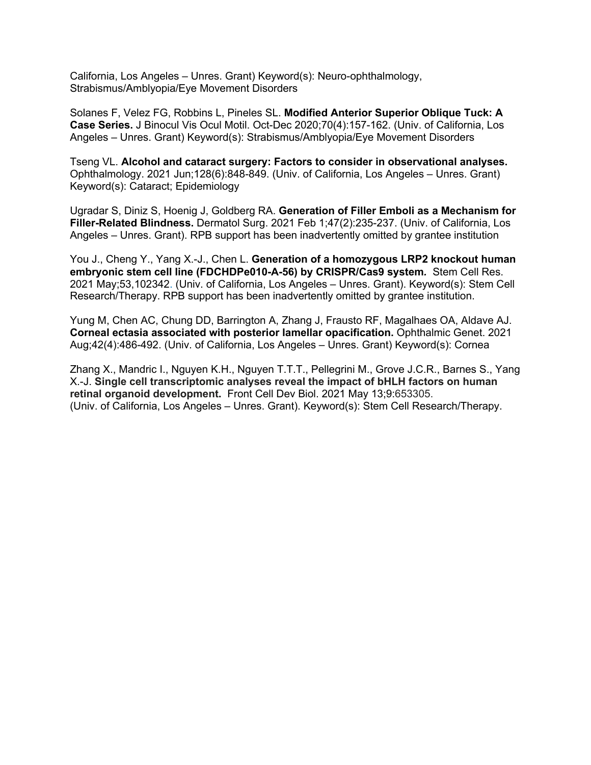California, Los Angeles – Unres. Grant) Keyword(s): Neuro-ophthalmology, Strabismus/Amblyopia/Eye Movement Disorders

Solanes F, Velez FG, Robbins L, Pineles SL. **Modified Anterior Superior Oblique Tuck: A Case Series.** J Binocul Vis Ocul Motil. Oct-Dec 2020;70(4):157-162. (Univ. of California, Los Angeles – Unres. Grant) Keyword(s): Strabismus/Amblyopia/Eye Movement Disorders

Tseng VL. **Alcohol and cataract surgery: Factors to consider in observational analyses.** Ophthalmology. 2021 Jun;128(6):848-849. (Univ. of California, Los Angeles – Unres. Grant) Keyword(s): Cataract; Epidemiology

Ugradar S, Diniz S, Hoenig J, Goldberg RA. **Generation of Filler Emboli as a Mechanism for Filler-Related Blindness.** Dermatol Surg. 2021 Feb 1;47(2):235-237. (Univ. of California, Los Angeles – Unres. Grant). RPB support has been inadvertently omitted by grantee institution

You J., Cheng Y., Yang X.-J., Chen L. **Generation of a homozygous LRP2 knockout human embryonic stem cell line (FDCHDPe010-A-56) by CRISPR/Cas9 system.** Stem Cell Res. 2021 May;53,102342. (Univ. of California, Los Angeles – Unres. Grant). Keyword(s): Stem Cell Research/Therapy. RPB support has been inadvertently omitted by grantee institution.

Yung M, Chen AC, Chung DD, Barrington A, Zhang J, Frausto RF, Magalhaes OA, Aldave AJ. **Corneal ectasia associated with posterior lamellar opacification.** Ophthalmic Genet. 2021 Aug;42(4):486-492. (Univ. of California, Los Angeles – Unres. Grant) Keyword(s): Cornea

Zhang X., Mandric I., Nguyen K.H., Nguyen T.T.T., Pellegrini M., Grove J.C.R., Barnes S., Yang X.-J. **Single cell transcriptomic analyses reveal the impact of bHLH factors on human retinal organoid development.** Front Cell Dev Biol. 2021 May 13;9:653305. (Univ. of California, Los Angeles – Unres. Grant). Keyword(s): Stem Cell Research/Therapy.